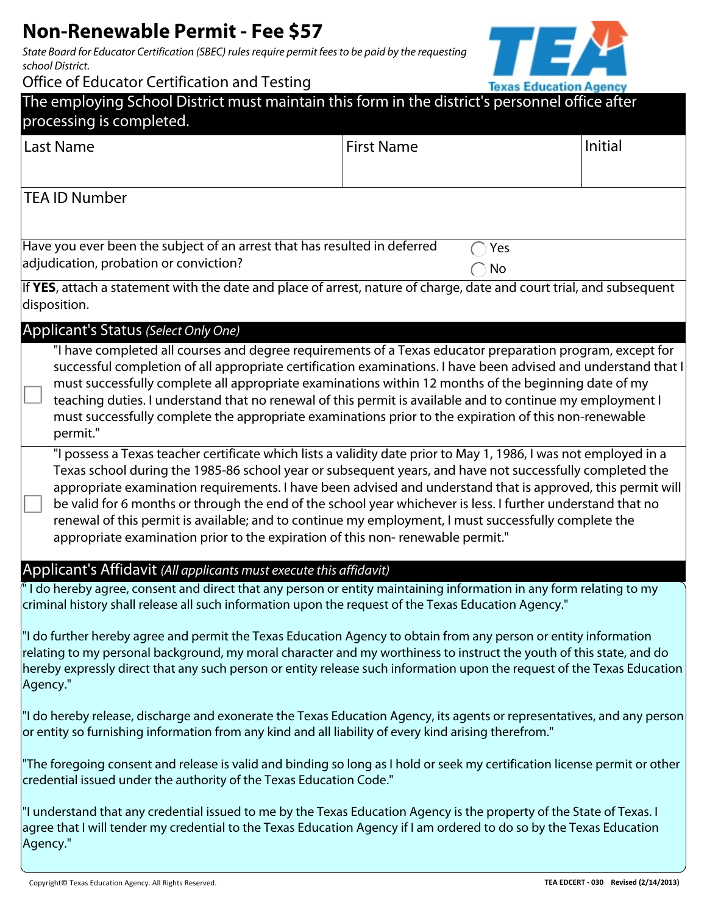# Non-Renewable Permit - Fee $57

*State Board for Educator Certification (SBEC) rules require permit fees to be paid by the requesting school District.*

Office of Educator Certification and Testing

**The employing School District must maintain this form in the district's personnel office after processing is completed.**

| Last Name | First Name | Initial |
|---|---|---|
| | | |

TEA ID Number

Have you ever been the subject of an arrest that has resulted in deferred adjudication, probation or conviction?

◯ Yes
◯ No

If **YES**, attach a statement with the date and place of arrest, nature of charge, date and court trial, and subsequent disposition.

## Applicant's Status *(Select Only One)*

☐ "I have completed all courses and degree requirements of a Texas educator preparation program, except for successful completion of all appropriate certification examinations. I have been advised and understand that I must successfully complete all appropriate examinations within 12 months of the beginning date of my teaching duties. I understand that no renewal of this permit is available and to continue my employment I must successfully complete the appropriate examinations prior to the expiration of this non-renewable permit."

☐ "I possess a Texas teacher certificate which lists a validity date prior to May 1, 1986, I was not employed in a Texas school during the 1985-86 school year or subsequent years, and have not successfully completed the appropriate examination requirements. I have been advised and understand that is approved, this permit will be valid for 6 months or through the end of the school year whichever is less. I further understand that no renewal of this permit is available; and to continue my employment, I must successfully complete the appropriate examination prior to the expiration of this non- renewable permit."

## Applicant's Affidavit *(All applicants must execute this affidavit)*

" I do hereby agree, consent and direct that any person or entity maintaining information in any form relating to my criminal history shall release all such information upon the request of the Texas Education Agency."

"I do further hereby agree and permit the Texas Education Agency to obtain from any person or entity information relating to my personal background, my moral character and my worthiness to instruct the youth of this state, and do hereby expressly direct that any such person or entity release such information upon the request of the Texas Education Agency."

"I do hereby release, discharge and exonerate the Texas Education Agency, its agents or representatives, and any person or entity so furnishing information from any kind and all liability of every kind arising therefrom."

"The foregoing consent and release is valid and binding so long as I hold or seek my certification license permit or other credential issued under the authority of the Texas Education Code."

"I understand that any credential issued to me by the Texas Education Agency is the property of the State of Texas. I agree that I will tender my credential to the Texas Education Agency if I am ordered to do so by the Texas Education Agency."

Copyright© Texas Education Agency. All Rights Reserved.

TEA EDCERT - 030 Revised (2/14/2013)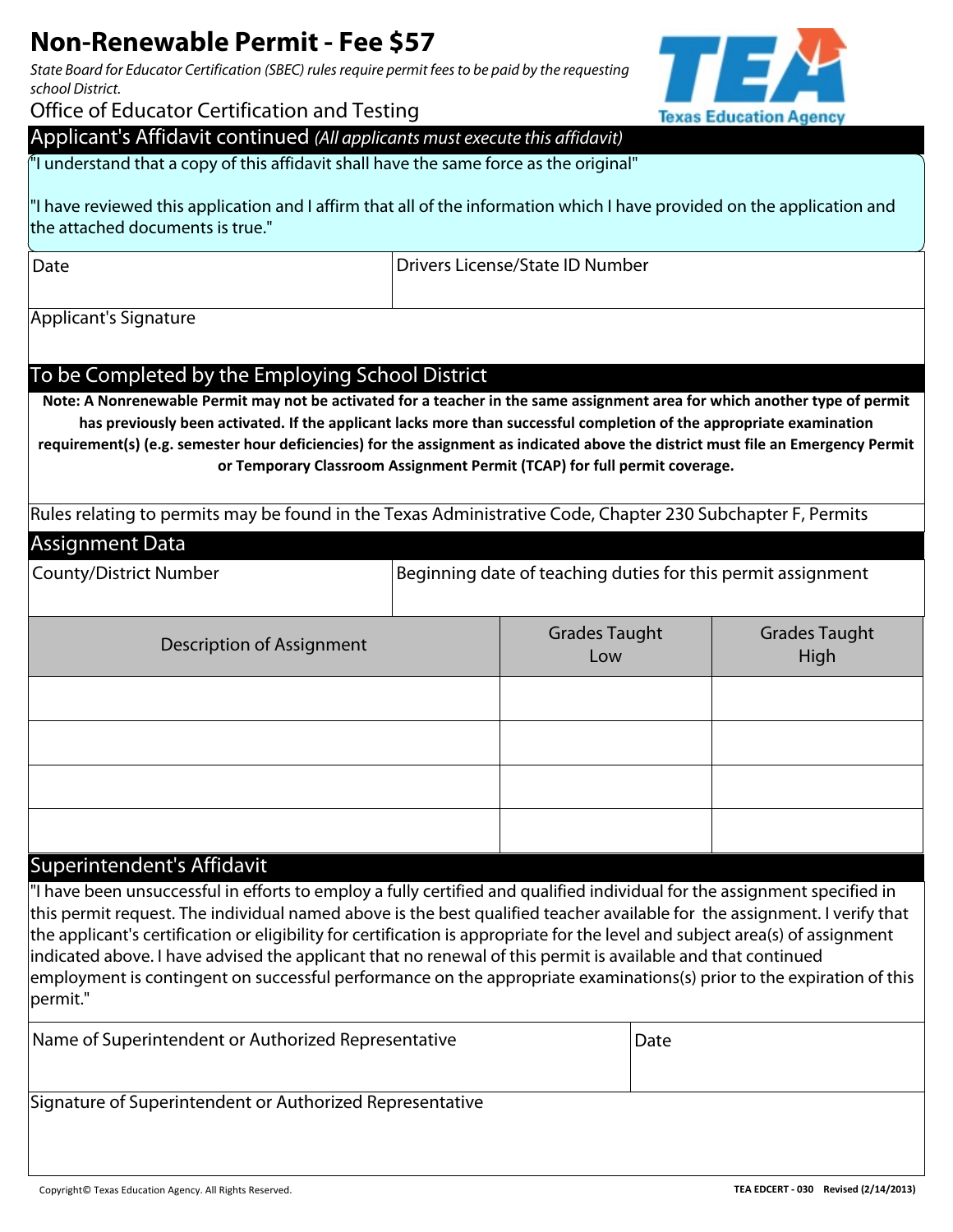# Non-Renewable Permit - Fee $57

*State Board for Educator Certification (SBEC) rules require permit fees to be paid by the requesting school District.*

Office of Educator Certification and Testing

## Applicant's Affidavit continued *(All applicants must execute this affidavit)*

"I understand that a copy of this affidavit shall have the same force as the original"

"I have reviewed this application and I affirm that all of the information which I have provided on the application and the attached documents is true."

| Date | Drivers License/State ID Number |
|---|---|
| | |

Applicant's Signature

## To be Completed by the Employing School District

**Note: A Nonrenewable Permit may not be activated for a teacher in the same assignment area for which another type of permit has previously been activated. If the applicant lacks more than successful completion of the appropriate examination requirement(s) (e.g. semester hour deficiencies) for the assignment as indicated above the district must file an Emergency Permit or Temporary Classroom Assignment Permit (TCAP) for full permit coverage.**

Rules relating to permits may be found in the Texas Administrative Code, Chapter 230 Subchapter F, Permits

## Assignment Data

| County/District Number | Beginning date of teaching duties for this permit assignment |
|---|---|
| | |

| Description of Assignment | Grades Taught Low | Grades Taught High |
|---|---|---|
| | | |
| | | |
| | | |
| | | |

## Superintendent's Affidavit

"I have been unsuccessful in efforts to employ a fully certified and qualified individual for the assignment specified in this permit request. The individual named above is the best qualified teacher available for the assignment. I verify that the applicant's certification or eligibility for certification is appropriate for the level and subject area(s) of assignment indicated above. I have advised the applicant that no renewal of this permit is available and that continued employment is contingent on successful performance on the appropriate examinations(s) prior to the expiration of this permit."

| Name of Superintendent or Authorized Representative | Date |
|---|---|
| | |

Signature of Superintendent or Authorized Representative

Copyright© Texas Education Agency. All Rights Reserved.

TEA EDCERT - 030 Revised (2/14/2013)